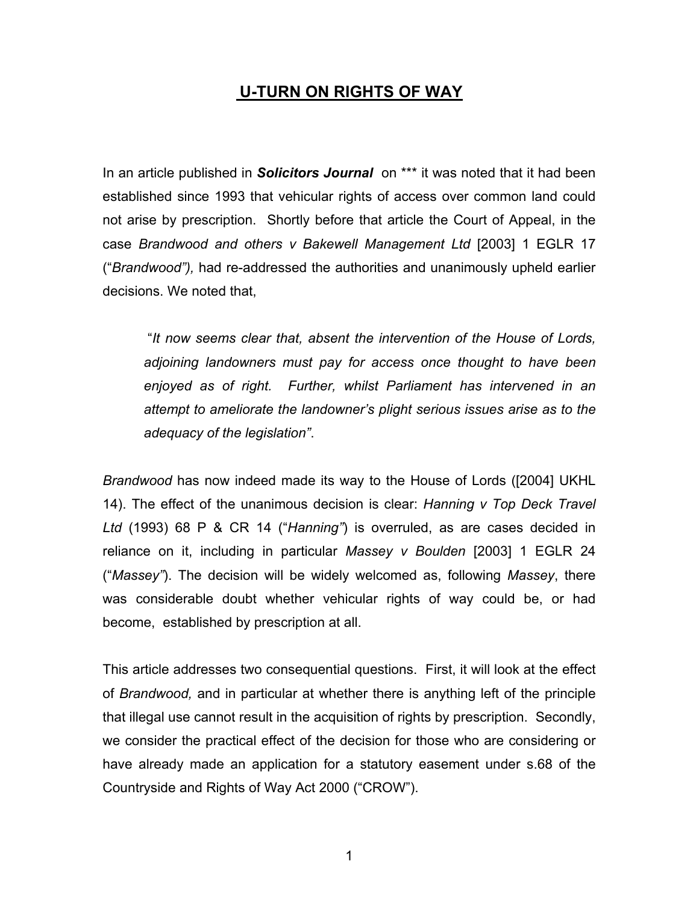# U-TURN ON RIGHTS OF WAY

In an article published in ***Solicitors Journal*** on *** it was noted that it had been established since 1993 that vehicular rights of access over common land could not arise by prescription. Shortly before that article the Court of Appeal, in the case *Brandwood and others v Bakewell Management Ltd* [2003] 1 EGLR 17 ("*Brandwood"),* had re-addressed the authorities and unanimously upheld earlier decisions. We noted that,

> "*It now seems clear that, absent the intervention of the House of Lords, adjoining landowners must pay for access once thought to have been enjoyed as of right. Further, whilst Parliament has intervened in an attempt to ameliorate the landowner's plight serious issues arise as to the adequacy of the legislation"*.

*Brandwood* has now indeed made its way to the House of Lords ([2004] UKHL 14). The effect of the unanimous decision is clear: *Hanning v Top Deck Travel Ltd* (1993) 68 P & CR 14 ("*Hanning"*) is overruled, as are cases decided in reliance on it, including in particular *Massey v Boulden* [2003] 1 EGLR 24 ("*Massey"*). The decision will be widely welcomed as, following *Massey*, there was considerable doubt whether vehicular rights of way could be, or had become, established by prescription at all.

This article addresses two consequential questions. First, it will look at the effect of *Brandwood,* and in particular at whether there is anything left of the principle that illegal use cannot result in the acquisition of rights by prescription. Secondly, we consider the practical effect of the decision for those who are considering or have already made an application for a statutory easement under s.68 of the Countryside and Rights of Way Act 2000 ("CROW").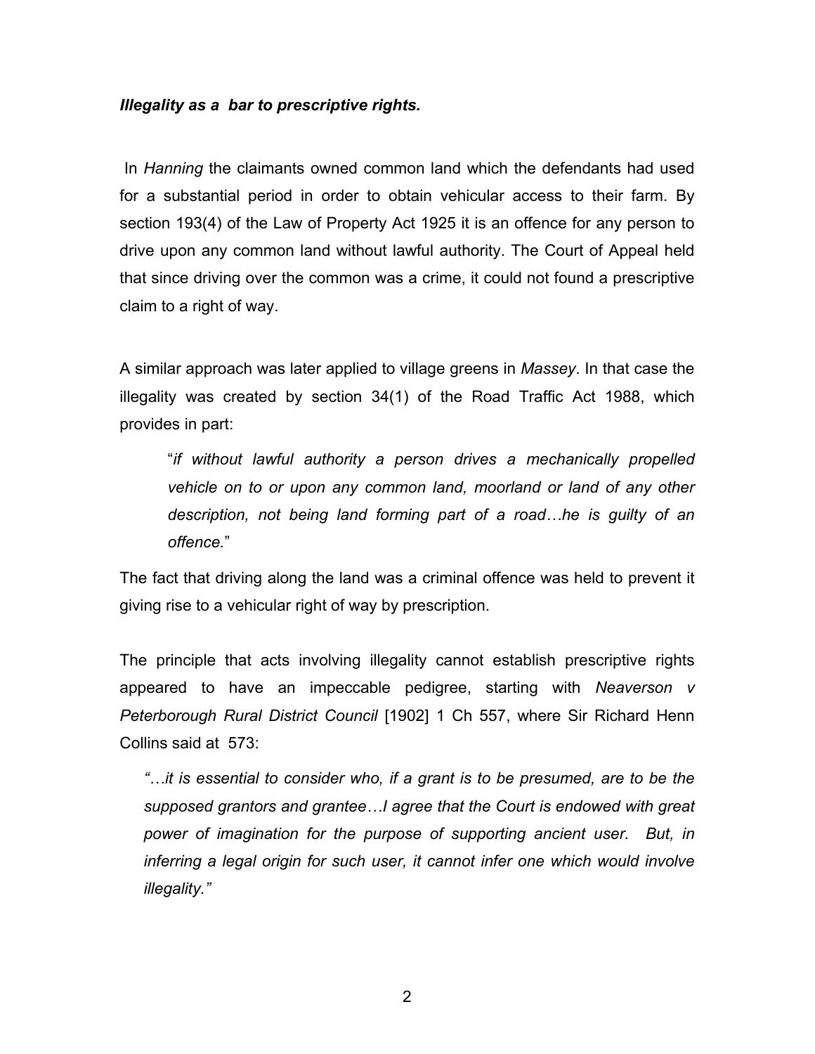***Illegality as a bar to prescriptive rights.***

In *Hanning* the claimants owned common land which the defendants had used for a substantial period in order to obtain vehicular access to their farm. By section 193(4) of the Law of Property Act 1925 it is an offence for any person to drive upon any common land without lawful authority. The Court of Appeal held that since driving over the common was a crime, it could not found a prescriptive claim to a right of way.

A similar approach was later applied to village greens in *Massey*. In that case the illegality was created by section 34(1) of the Road Traffic Act 1988, which provides in part:

> "*if without lawful authority a person drives a mechanically propelled vehicle on to or upon any common land, moorland or land of any other description, not being land forming part of a road…he is guilty of an offence.*"

The fact that driving along the land was a criminal offence was held to prevent it giving rise to a vehicular right of way by prescription.

The principle that acts involving illegality cannot establish prescriptive rights appeared to have an impeccable pedigree, starting with *Neaverson v Peterborough Rural District Council* [1902] 1 Ch 557, where Sir Richard Henn Collins said at 573:

> *"…it is essential to consider who, if a grant is to be presumed, are to be the supposed grantors and grantee…I agree that the Court is endowed with great power of imagination for the purpose of supporting ancient user. But, in inferring a legal origin for such user, it cannot infer one which would involve illegality."*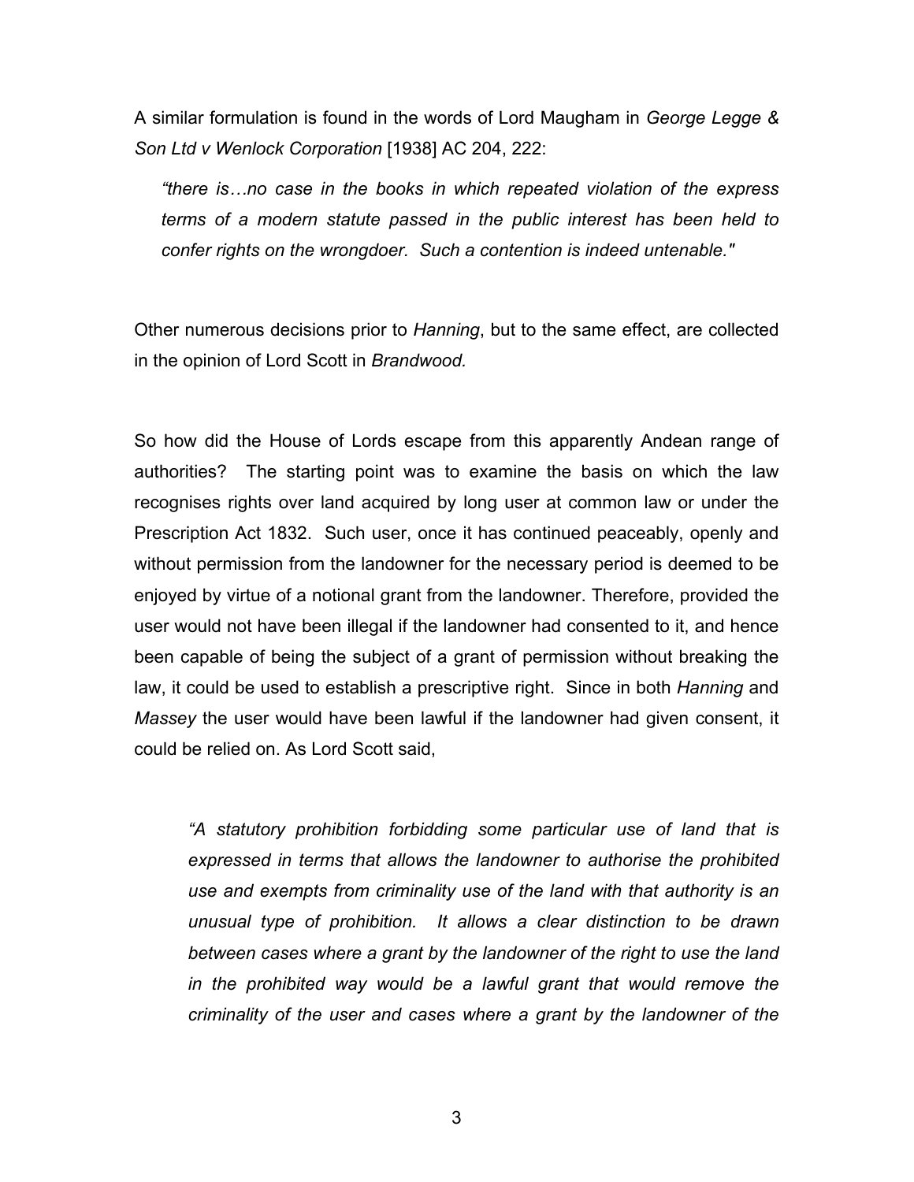A similar formulation is found in the words of Lord Maugham in *George Legge & Son Ltd v Wenlock Corporation* [1938] AC 204, 222:

> *"there is…no case in the books in which repeated violation of the express terms of a modern statute passed in the public interest has been held to confer rights on the wrongdoer. Such a contention is indeed untenable."*

Other numerous decisions prior to *Hanning*, but to the same effect, are collected in the opinion of Lord Scott in *Brandwood.*

So how did the House of Lords escape from this apparently Andean range of authorities? The starting point was to examine the basis on which the law recognises rights over land acquired by long user at common law or under the Prescription Act 1832. Such user, once it has continued peaceably, openly and without permission from the landowner for the necessary period is deemed to be enjoyed by virtue of a notional grant from the landowner. Therefore, provided the user would not have been illegal if the landowner had consented to it, and hence been capable of being the subject of a grant of permission without breaking the law, it could be used to establish a prescriptive right. Since in both *Hanning* and *Massey* the user would have been lawful if the landowner had given consent, it could be relied on. As Lord Scott said,

> *"A statutory prohibition forbidding some particular use of land that is expressed in terms that allows the landowner to authorise the prohibited use and exempts from criminality use of the land with that authority is an unusual type of prohibition. It allows a clear distinction to be drawn between cases where a grant by the landowner of the right to use the land in the prohibited way would be a lawful grant that would remove the criminality of the user and cases where a grant by the landowner of the*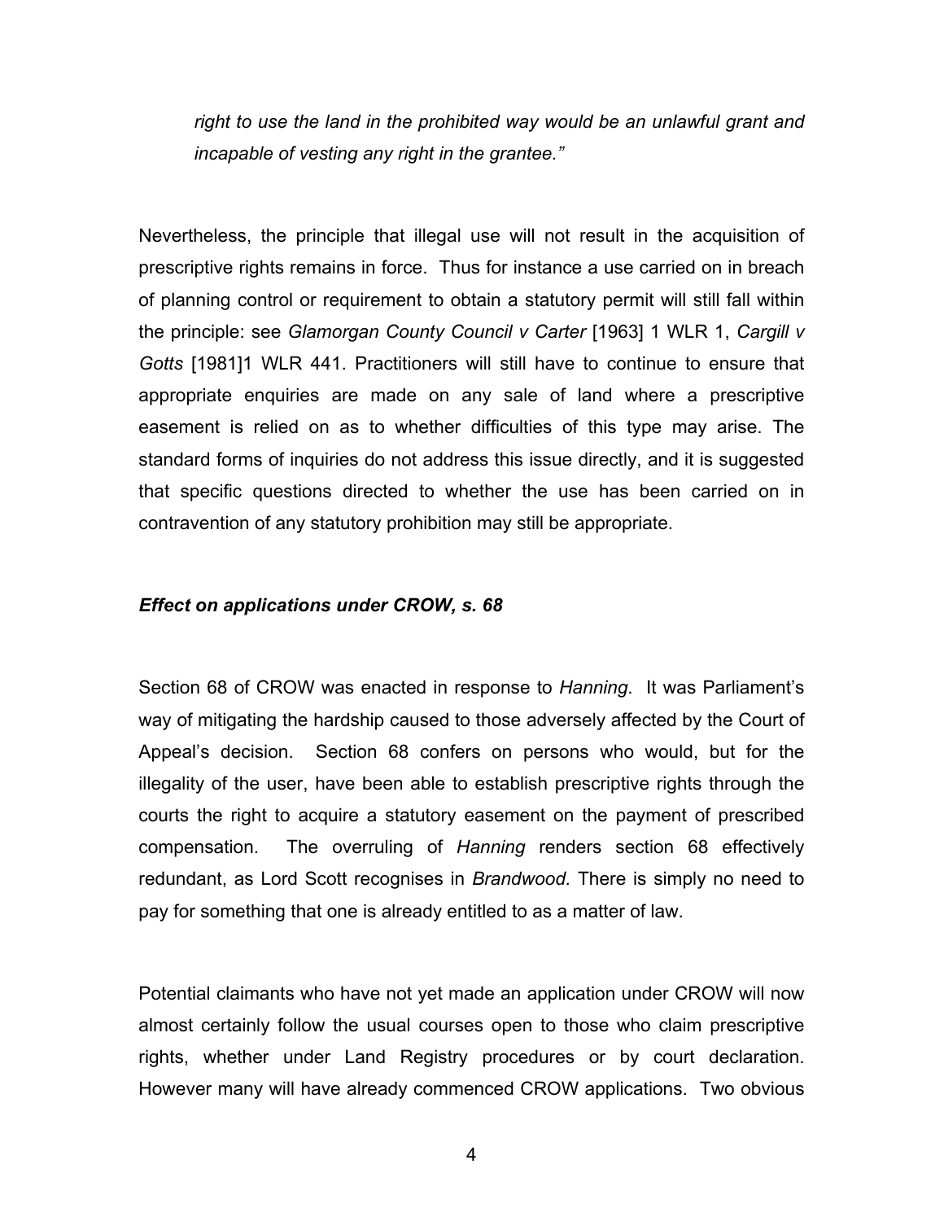*right to use the land in the prohibited way would be an unlawful grant and incapable of vesting any right in the grantee."*

Nevertheless, the principle that illegal use will not result in the acquisition of prescriptive rights remains in force. Thus for instance a use carried on in breach of planning control or requirement to obtain a statutory permit will still fall within the principle: see *Glamorgan County Council v Carter* [1963] 1 WLR 1, *Cargill v Gotts* [1981]1 WLR 441. Practitioners will still have to continue to ensure that appropriate enquiries are made on any sale of land where a prescriptive easement is relied on as to whether difficulties of this type may arise. The standard forms of inquiries do not address this issue directly, and it is suggested that specific questions directed to whether the use has been carried on in contravention of any statutory prohibition may still be appropriate.

***Effect on applications under CROW, s. 68***

Section 68 of CROW was enacted in response to *Hanning*. It was Parliament's way of mitigating the hardship caused to those adversely affected by the Court of Appeal's decision. Section 68 confers on persons who would, but for the illegality of the user, have been able to establish prescriptive rights through the courts the right to acquire a statutory easement on the payment of prescribed compensation. The overruling of *Hanning* renders section 68 effectively redundant, as Lord Scott recognises in *Brandwood.* There is simply no need to pay for something that one is already entitled to as a matter of law.

Potential claimants who have not yet made an application under CROW will now almost certainly follow the usual courses open to those who claim prescriptive rights, whether under Land Registry procedures or by court declaration. However many will have already commenced CROW applications. Two obvious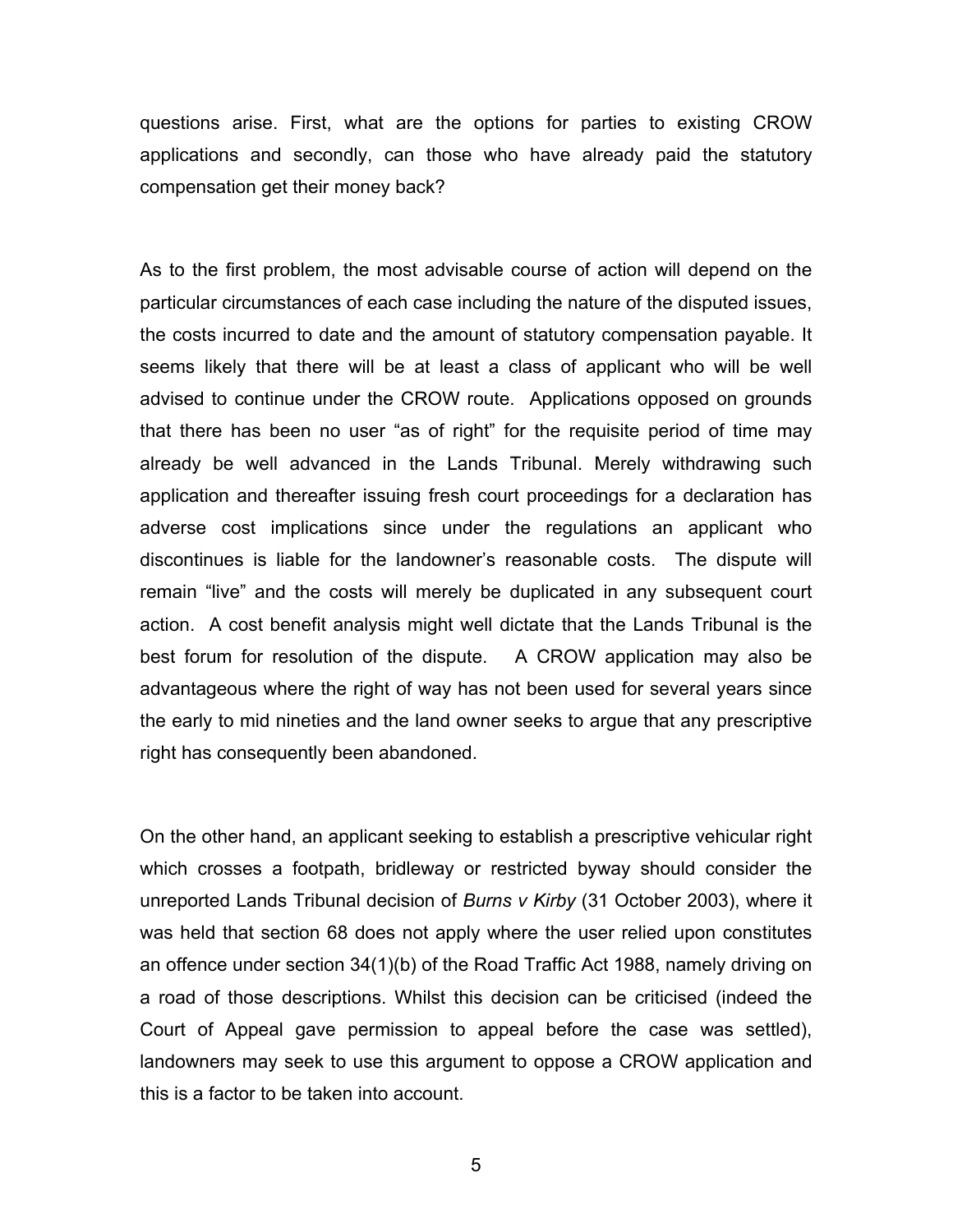questions arise. First, what are the options for parties to existing CROW applications and secondly, can those who have already paid the statutory compensation get their money back?

As to the first problem, the most advisable course of action will depend on the particular circumstances of each case including the nature of the disputed issues, the costs incurred to date and the amount of statutory compensation payable. It seems likely that there will be at least a class of applicant who will be well advised to continue under the CROW route. Applications opposed on grounds that there has been no user "as of right" for the requisite period of time may already be well advanced in the Lands Tribunal. Merely withdrawing such application and thereafter issuing fresh court proceedings for a declaration has adverse cost implications since under the regulations an applicant who discontinues is liable for the landowner's reasonable costs. The dispute will remain "live" and the costs will merely be duplicated in any subsequent court action. A cost benefit analysis might well dictate that the Lands Tribunal is the best forum for resolution of the dispute. A CROW application may also be advantageous where the right of way has not been used for several years since the early to mid nineties and the land owner seeks to argue that any prescriptive right has consequently been abandoned.

On the other hand, an applicant seeking to establish a prescriptive vehicular right which crosses a footpath, bridleway or restricted byway should consider the unreported Lands Tribunal decision of *Burns v Kirby* (31 October 2003), where it was held that section 68 does not apply where the user relied upon constitutes an offence under section 34(1)(b) of the Road Traffic Act 1988, namely driving on a road of those descriptions. Whilst this decision can be criticised (indeed the Court of Appeal gave permission to appeal before the case was settled), landowners may seek to use this argument to oppose a CROW application and this is a factor to be taken into account.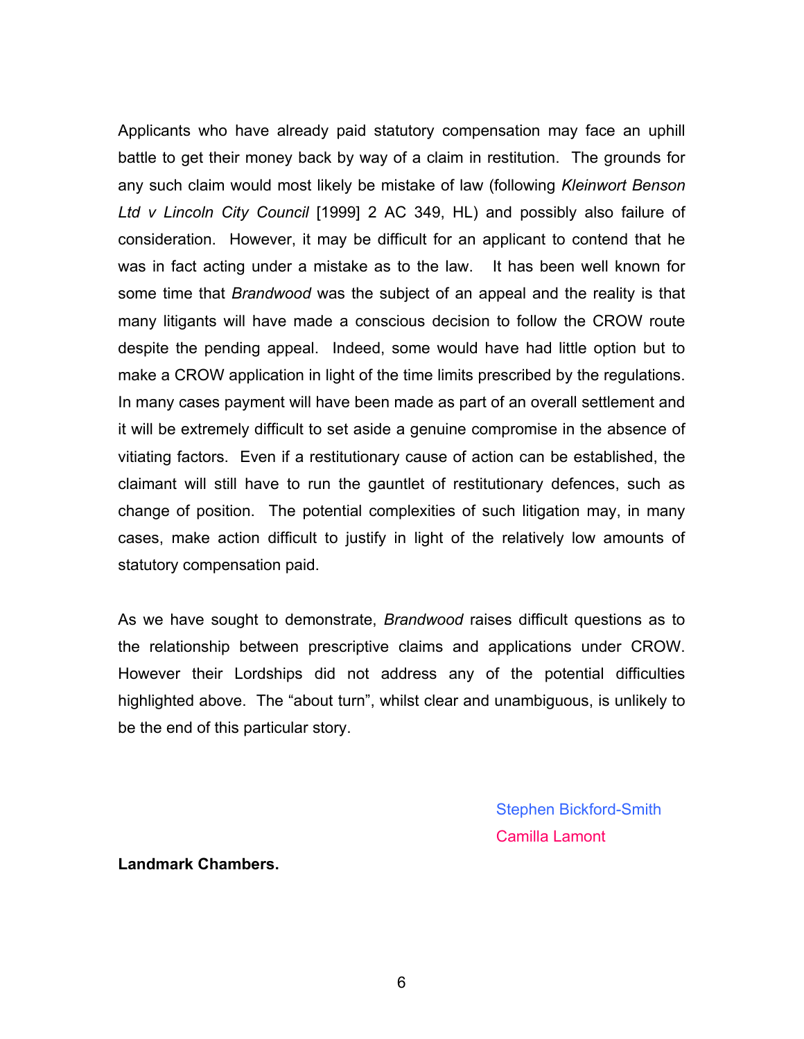Applicants who have already paid statutory compensation may face an uphill battle to get their money back by way of a claim in restitution. The grounds for any such claim would most likely be mistake of law (following *Kleinwort Benson Ltd v Lincoln City Council* [1999] 2 AC 349, HL) and possibly also failure of consideration. However, it may be difficult for an applicant to contend that he was in fact acting under a mistake as to the law. It has been well known for some time that *Brandwood* was the subject of an appeal and the reality is that many litigants will have made a conscious decision to follow the CROW route despite the pending appeal. Indeed, some would have had little option but to make a CROW application in light of the time limits prescribed by the regulations. In many cases payment will have been made as part of an overall settlement and it will be extremely difficult to set aside a genuine compromise in the absence of vitiating factors. Even if a restitutionary cause of action can be established, the claimant will still have to run the gauntlet of restitutionary defences, such as change of position. The potential complexities of such litigation may, in many cases, make action difficult to justify in light of the relatively low amounts of statutory compensation paid.

As we have sought to demonstrate, *Brandwood* raises difficult questions as to the relationship between prescriptive claims and applications under CROW. However their Lordships did not address any of the potential difficulties highlighted above. The "about turn", whilst clear and unambiguous, is unlikely to be the end of this particular story.

Stephen Bickford-Smith
Camilla Lamont

**Landmark Chambers.**